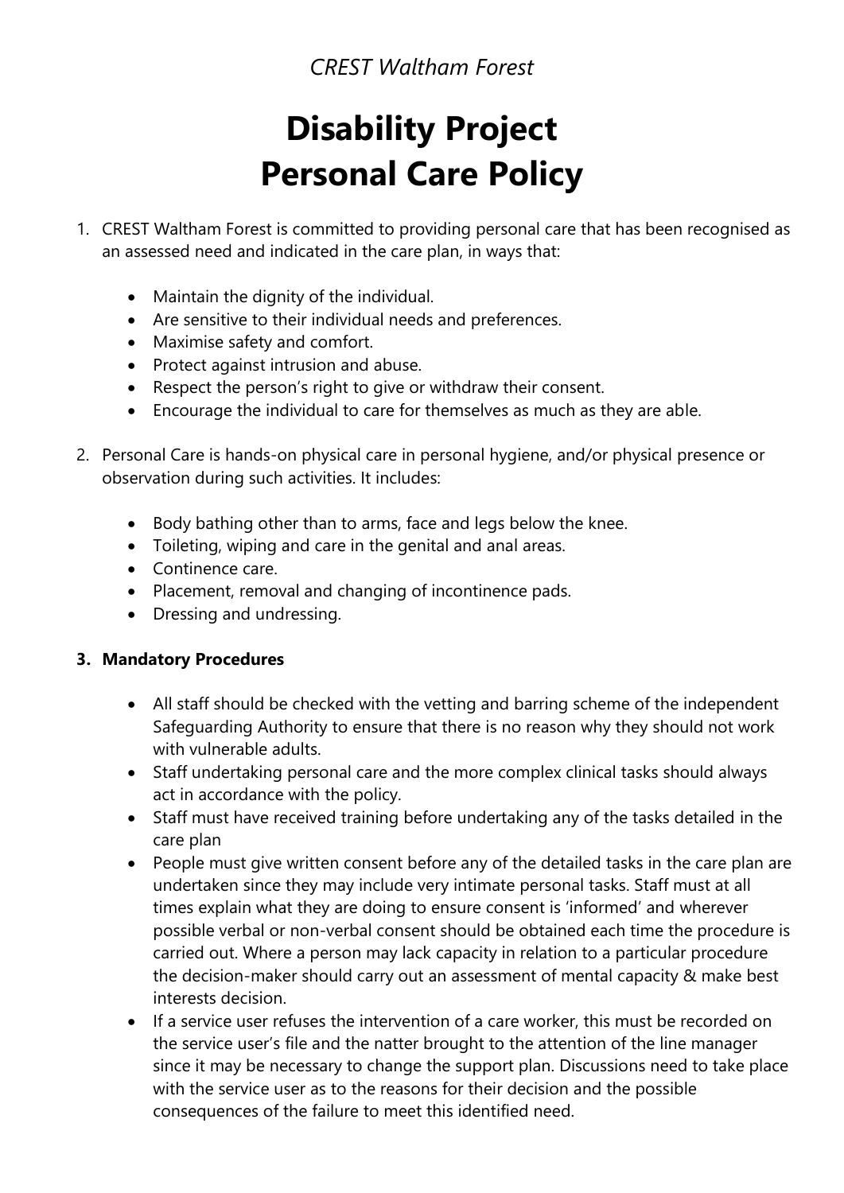*CREST Waltham Forest*

# Disability Project
# Personal Care Policy

1. CREST Waltham Forest is committed to providing personal care that has been recognised as an assessed need and indicated in the care plan, in ways that:

   - Maintain the dignity of the individual.
   - Are sensitive to their individual needs and preferences.
   - Maximise safety and comfort.
   - Protect against intrusion and abuse.
   - Respect the person's right to give or withdraw their consent.
   - Encourage the individual to care for themselves as much as they are able.

2. Personal Care is hands-on physical care in personal hygiene, and/or physical presence or observation during such activities. It includes:

   - Body bathing other than to arms, face and legs below the knee.
   - Toileting, wiping and care in the genital and anal areas.
   - Continence care.
   - Placement, removal and changing of incontinence pads.
   - Dressing and undressing.

3. **Mandatory Procedures**

   - All staff should be checked with the vetting and barring scheme of the independent Safeguarding Authority to ensure that there is no reason why they should not work with vulnerable adults.
   - Staff undertaking personal care and the more complex clinical tasks should always act in accordance with the policy.
   - Staff must have received training before undertaking any of the tasks detailed in the care plan
   - People must give written consent before any of the detailed tasks in the care plan are undertaken since they may include very intimate personal tasks. Staff must at all times explain what they are doing to ensure consent is 'informed' and wherever possible verbal or non-verbal consent should be obtained each time the procedure is carried out. Where a person may lack capacity in relation to a particular procedure the decision-maker should carry out an assessment of mental capacity & make best interests decision.
   - If a service user refuses the intervention of a care worker, this must be recorded on the service user's file and the natter brought to the attention of the line manager since it may be necessary to change the support plan. Discussions need to take place with the service user as to the reasons for their decision and the possible consequences of the failure to meet this identified need.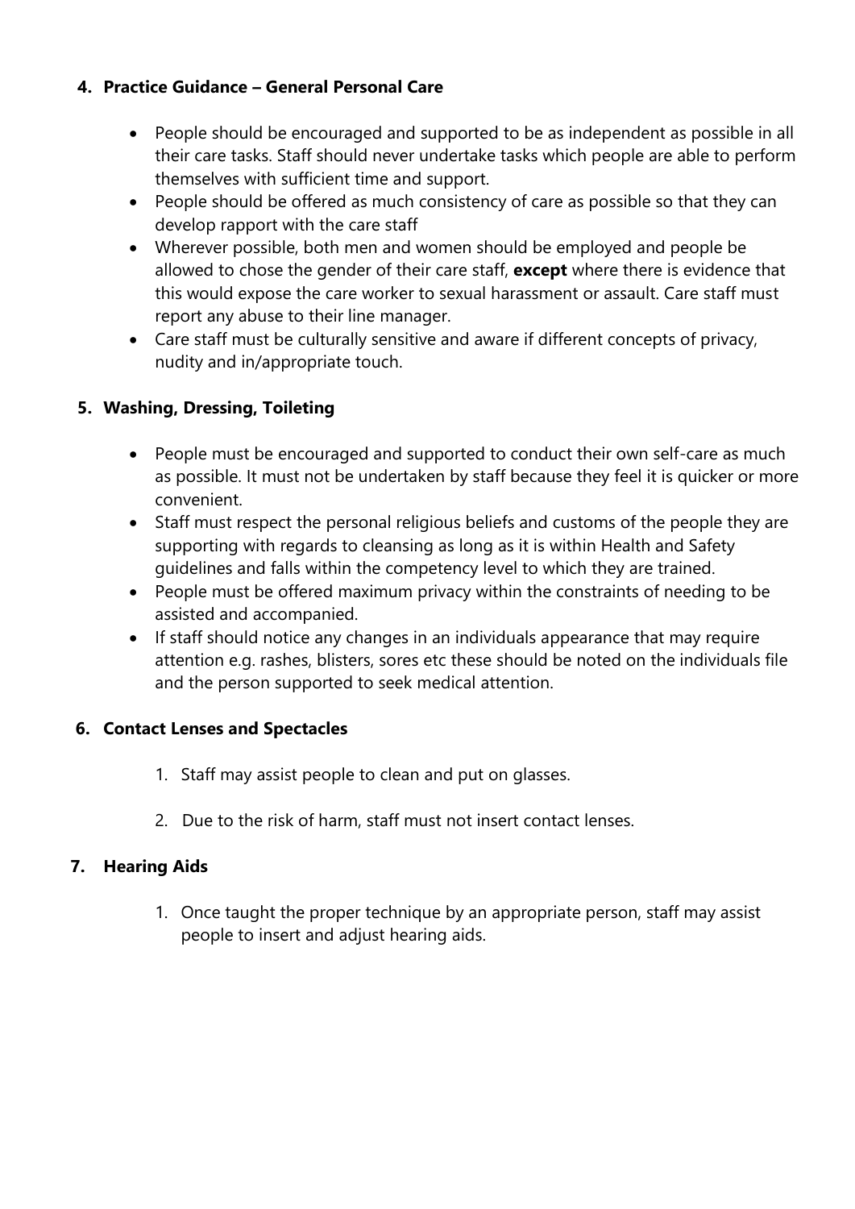## 4. Practice Guidance – General Personal Care

- People should be encouraged and supported to be as independent as possible in all their care tasks. Staff should never undertake tasks which people are able to perform themselves with sufficient time and support.
- People should be offered as much consistency of care as possible so that they can develop rapport with the care staff
- Wherever possible, both men and women should be employed and people be allowed to chose the gender of their care staff, **except** where there is evidence that this would expose the care worker to sexual harassment or assault. Care staff must report any abuse to their line manager.
- Care staff must be culturally sensitive and aware if different concepts of privacy, nudity and in/appropriate touch.

## 5. Washing, Dressing, Toileting

- People must be encouraged and supported to conduct their own self-care as much as possible. It must not be undertaken by staff because they feel it is quicker or more convenient.
- Staff must respect the personal religious beliefs and customs of the people they are supporting with regards to cleansing as long as it is within Health and Safety guidelines and falls within the competency level to which they are trained.
- People must be offered maximum privacy within the constraints of needing to be assisted and accompanied.
- If staff should notice any changes in an individuals appearance that may require attention e.g. rashes, blisters, sores etc these should be noted on the individuals file and the person supported to seek medical attention.

## 6. Contact Lenses and Spectacles

1. Staff may assist people to clean and put on glasses.
2. Due to the risk of harm, staff must not insert contact lenses.

## 7. Hearing Aids

1. Once taught the proper technique by an appropriate person, staff may assist people to insert and adjust hearing aids.